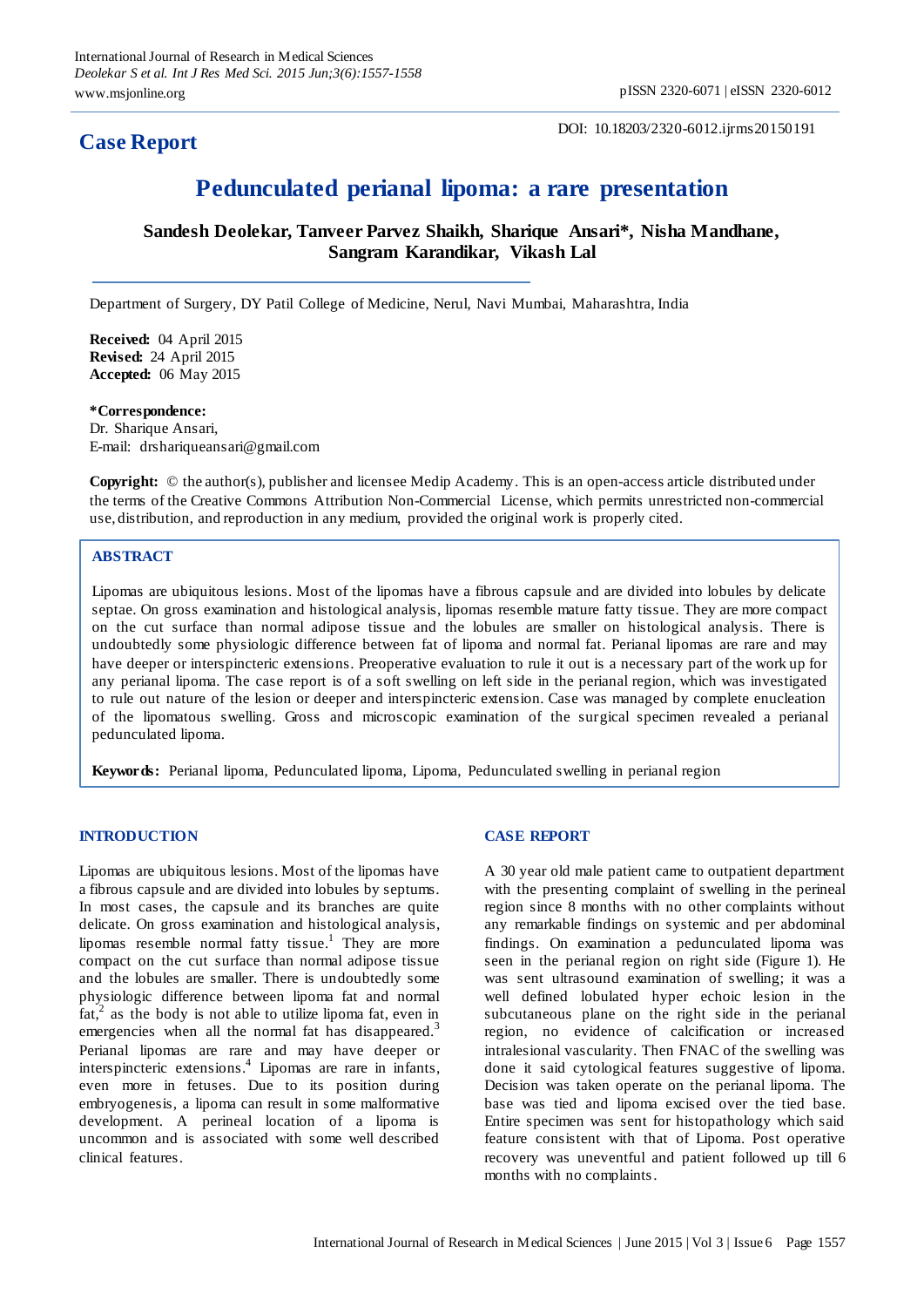# Case Report

DOI: 10.18203/2320-6012.ijrms20150191

# Pedunculated perianal lipoma: a rare presentation

**Sandesh Deolekar, Tanveer Parvez Shaikh, Sharique Ansari*, Nisha Mandhane, Sangram Karandikar, Vikash Lal**

Department of Surgery, DY Patil College of Medicine, Nerul, Navi Mumbai, Maharashtra, India

**Received:** 04 April 2015
**Revised:** 24 April 2015
**Accepted:** 06 May 2015

**\*Correspondence:**
Dr. Sharique Ansari,
E-mail: drshariqueansari@gmail.com

**Copyright:** © the author(s), publisher and licensee Medip Academy. This is an open-access article distributed under the terms of the Creative Commons Attribution Non-Commercial License, which permits unrestricted non-commercial use, distribution, and reproduction in any medium, provided the original work is properly cited.

## ABSTRACT

Lipomas are ubiquitous lesions. Most of the lipomas have a fibrous capsule and are divided into lobules by delicate septae. On gross examination and histological analysis, lipomas resemble mature fatty tissue. They are more compact on the cut surface than normal adipose tissue and the lobules are smaller on histological analysis. There is undoubtedly some physiologic difference between fat of lipoma and normal fat. Perianal lipomas are rare and may have deeper or interspincteric extensions. Preoperative evaluation to rule it out is a necessary part of the work up for any perianal lipoma. The case report is of a soft swelling on left side in the perianal region, which was investigated to rule out nature of the lesion or deeper and interspincteric extension. Case was managed by complete enucleation of the lipomatous swelling. Gross and microscopic examination of the surgical specimen revealed a perianal pedunculated lipoma.

**Keywords:** Perianal lipoma, Pedunculated lipoma, Lipoma, Pedunculated swelling in perianal region

## INTRODUCTION

Lipomas are ubiquitous lesions. Most of the lipomas have a fibrous capsule and are divided into lobules by septums. In most cases, the capsule and its branches are quite delicate. On gross examination and histological analysis, lipomas resemble normal fatty tissue.[1] They are more compact on the cut surface than normal adipose tissue and the lobules are smaller. There is undoubtedly some physiologic difference between lipoma fat and normal fat,[2] as the body is not able to utilize lipoma fat, even in emergencies when all the normal fat has disappeared.[3] Perianal lipomas are rare and may have deeper or interspincteric extensions.[4] Lipomas are rare in infants, even more in fetuses. Due to its position during embryogenesis, a lipoma can result in some malformative development. A perineal location of a lipoma is uncommon and is associated with some well described clinical features.

## CASE REPORT

A 30 year old male patient came to outpatient department with the presenting complaint of swelling in the perineal region since 8 months with no other complaints without any remarkable findings on systemic and per abdominal findings. On examination a pedunculated lipoma was seen in the perianal region on right side (Figure 1). He was sent ultrasound examination of swelling; it was a well defined lobulated hyper echoic lesion in the subcutaneous plane on the right side in the perianal region, no evidence of calcification or increased intralesional vascularity. Then FNAC of the swelling was done it said cytological features suggestive of lipoma. Decision was taken operate on the perianal lipoma. The base was tied and lipoma excised over the tied base. Entire specimen was sent for histopathology which said feature consistent with that of Lipoma. Post operative recovery was uneventful and patient followed up till 6 months with no complaints.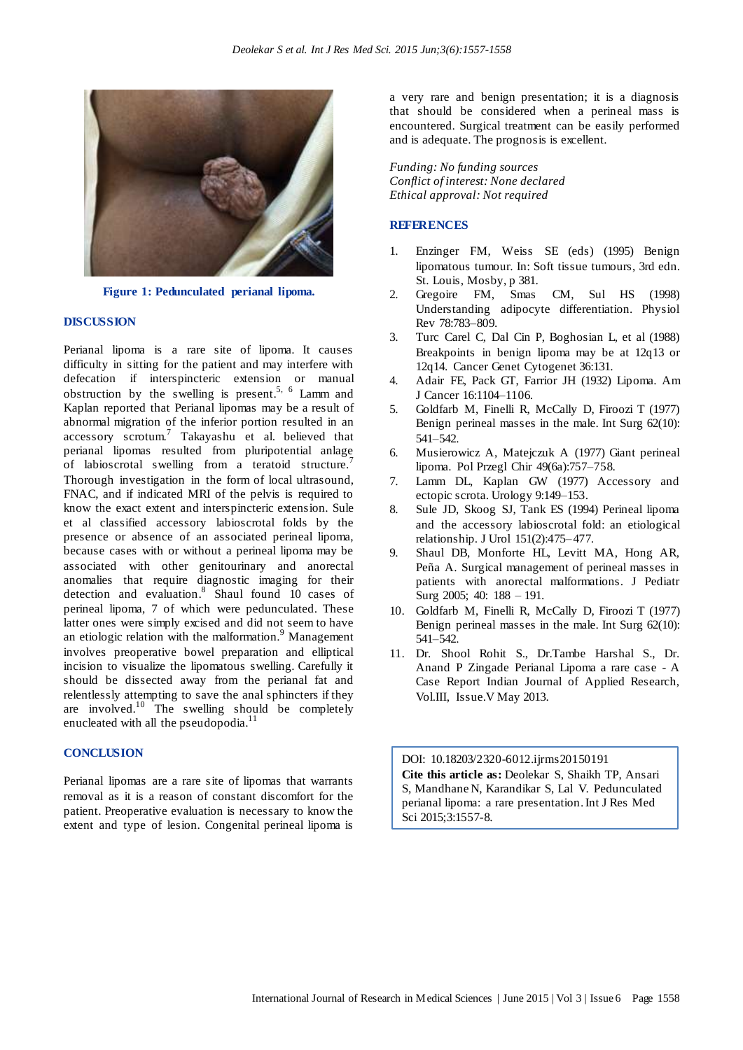Figure 1: Pedunculated perianal lipoma.

## DISCUSSION

Perianal lipoma is a rare site of lipoma. It causes difficulty in sitting for the patient and may interfere with defecation if interspincteric extension or manual obstruction by the swelling is present.[5, 6] Lamm and Kaplan reported that Perianal lipomas may be a result of abnormal migration of the inferior portion resulted in an accessory scrotum.[7] Takayashu et al. believed that perianal lipomas resulted from pluripotential anlage of labioscrotal swelling from a teratoid structure.[7] Thorough investigation in the form of local ultrasound, FNAC, and if indicated MRI of the pelvis is required to know the exact extent and interspincteric extension. Sule et al classified accessory labioscrotal folds by the presence or absence of an associated perineal lipoma, because cases with or without a perineal lipoma may be associated with other genitourinary and anorectal anomalies that require diagnostic imaging for their detection and evaluation.[8] Shaul found 10 cases of perineal lipoma, 7 of which were pedunculated. These latter ones were simply excised and did not seem to have an etiologic relation with the malformation.[9] Management involves preoperative bowel preparation and elliptical incision to visualize the lipomatous swelling. Carefully it should be dissected away from the perianal fat and relentlessly attempting to save the anal sphincters if they are involved.[10] The swelling should be completely enucleated with all the pseudopodia.[11]

## CONCLUSION

Perianal lipomas are a rare site of lipomas that warrants removal as it is a reason of constant discomfort for the patient. Preoperative evaluation is necessary to know the extent and type of lesion. Congenital perineal lipoma is a very rare and benign presentation; it is a diagnosis that should be considered when a perineal mass is encountered. Surgical treatment can be easily performed and is adequate. The prognosis is excellent.

*Funding: No funding sources*
*Conflict of interest: None declared*
*Ethical approval: Not required*

## REFERENCES

1. Enzinger FM, Weiss SE (eds) (1995) Benign lipomatous tumour. In: Soft tissue tumours, 3rd edn. St. Louis, Mosby, p 381.
2. Gregoire FM, Smas CM, Sul HS (1998) Understanding adipocyte differentiation. Physiol Rev 78:783–809.
3. Turc Carel C, Dal Cin P, Boghosian L, et al (1988) Breakpoints in benign lipoma may be at 12q13 or 12q14. Cancer Genet Cytogenet 36:131.
4. Adair FE, Pack GT, Farrior JH (1932) Lipoma. Am J Cancer 16:1104–1106.
5. Goldfarb M, Finelli R, McCally D, Firoozi T (1977) Benign perineal masses in the male. Int Surg 62(10): 541–542.
6. Musierowicz A, Matejczuk A (1977) Giant perineal lipoma. Pol Przegl Chir 49(6a):757–758.
7. Lamm DL, Kaplan GW (1977) Accessory and ectopic scrota. Urology 9:149–153.
8. Sule JD, Skoog SJ, Tank ES (1994) Perineal lipoma and the accessory labioscrotal fold: an etiological relationship. J Urol 151(2):475–477.
9. Shaul DB, Monforte HL, Levitt MA, Hong AR, Peña A. Surgical management of perineal masses in patients with anorectal malformations. J Pediatr Surg 2005; 40: 188 – 191.
10. Goldfarb M, Finelli R, McCally D, Firoozi T (1977) Benign perineal masses in the male. Int Surg 62(10): 541–542.
11. Dr. Shool Rohit S., Dr.Tambe Harshal S., Dr. Anand P Zingade Perianal Lipoma a rare case - A Case Report Indian Journal of Applied Research, Vol.III, Issue.V May 2013.

DOI: 10.18203/2320-6012.ijrms20150191
**Cite this article as:** Deolekar S, Shaikh TP, Ansari S, Mandhane N, Karandikar S, Lal V. Pedunculated perianal lipoma: a rare presentation. Int J Res Med Sci 2015;3:1557-8.